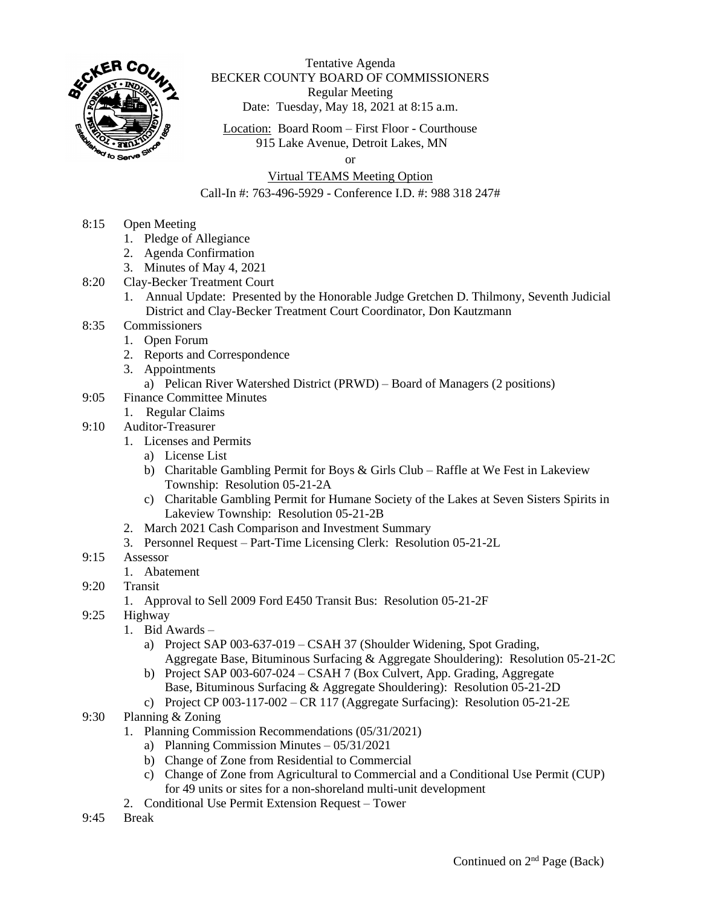Tentative Agenda
BECKER COUNTY BOARD OF COMMISSIONERS
Regular Meeting
Date: Tuesday, May 18, 2021 at 8:15 a.m.

Location: Board Room – First Floor - Courthouse
915 Lake Avenue, Detroit Lakes, MN
or
Virtual TEAMS Meeting Option
Call-In #: 763-496-5929 - Conference I.D. #: 988 318 247#

8:15 Open Meeting
1. Pledge of Allegiance
2. Agenda Confirmation
3. Minutes of May 4, 2021

8:20 Clay-Becker Treatment Court
1. Annual Update: Presented by the Honorable Judge Gretchen D. Thilmony, Seventh Judicial District and Clay-Becker Treatment Court Coordinator, Don Kautzmann

8:35 Commissioners
1. Open Forum
2. Reports and Correspondence
3. Appointments
   a) Pelican River Watershed District (PRWD) – Board of Managers (2 positions)

9:05 Finance Committee Minutes
1. Regular Claims

9:10 Auditor-Treasurer
1. Licenses and Permits
   a) License List
   b) Charitable Gambling Permit for Boys & Girls Club – Raffle at We Fest in Lakeview Township: Resolution 05-21-2A
   c) Charitable Gambling Permit for Humane Society of the Lakes at Seven Sisters Spirits in Lakeview Township: Resolution 05-21-2B
2. March 2021 Cash Comparison and Investment Summary
3. Personnel Request – Part-Time Licensing Clerk: Resolution 05-21-2L

9:15 Assessor
1. Abatement

9:20 Transit
1. Approval to Sell 2009 Ford E450 Transit Bus: Resolution 05-21-2F

9:25 Highway
1. Bid Awards –
   a) Project SAP 003-637-019 – CSAH 37 (Shoulder Widening, Spot Grading, Aggregate Base, Bituminous Surfacing & Aggregate Shouldering): Resolution 05-21-2C
   b) Project SAP 003-607-024 – CSAH 7 (Box Culvert, App. Grading, Aggregate Base, Bituminous Surfacing & Aggregate Shouldering): Resolution 05-21-2D
   c) Project CP 003-117-002 – CR 117 (Aggregate Surfacing): Resolution 05-21-2E

9:30 Planning & Zoning
1. Planning Commission Recommendations (05/31/2021)
   a) Planning Commission Minutes – 05/31/2021
   b) Change of Zone from Residential to Commercial
   c) Change of Zone from Agricultural to Commercial and a Conditional Use Permit (CUP) for 49 units or sites for a non-shoreland multi-unit development
2. Conditional Use Permit Extension Request – Tower

9:45 Break

Continued on 2nd Page (Back)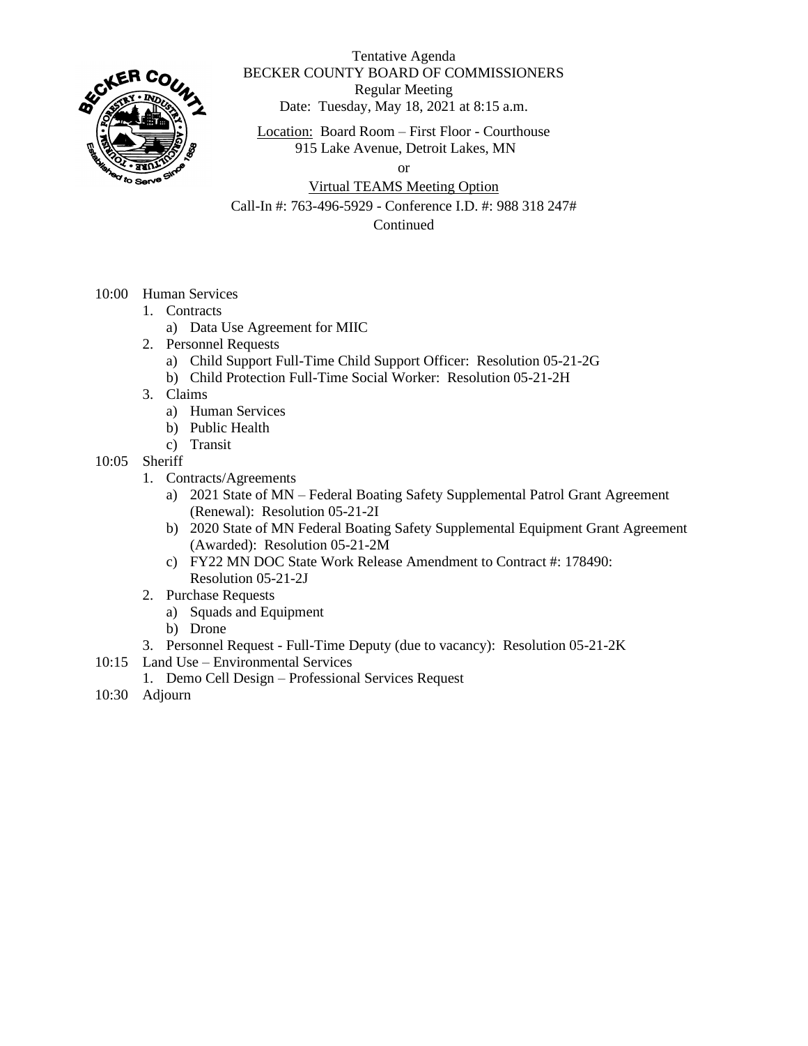Tentative Agenda
BECKER COUNTY BOARD OF COMMISSIONERS
Regular Meeting
Date: Tuesday, May 18, 2021 at 8:15 a.m.

Location: Board Room – First Floor - Courthouse
915 Lake Avenue, Detroit Lakes, MN
or
Virtual TEAMS Meeting Option
Call-In #: 763-496-5929 - Conference I.D. #: 988 318 247#
Continued

10:00 Human Services
1. Contracts
   a) Data Use Agreement for MIIC
2. Personnel Requests
   a) Child Support Full-Time Child Support Officer: Resolution 05-21-2G
   b) Child Protection Full-Time Social Worker: Resolution 05-21-2H
3. Claims
   a) Human Services
   b) Public Health
   c) Transit

10:05 Sheriff
1. Contracts/Agreements
   a) 2021 State of MN – Federal Boating Safety Supplemental Patrol Grant Agreement (Renewal): Resolution 05-21-2I
   b) 2020 State of MN Federal Boating Safety Supplemental Equipment Grant Agreement (Awarded): Resolution 05-21-2M
   c) FY22 MN DOC State Work Release Amendment to Contract #: 178490: Resolution 05-21-2J
2. Purchase Requests
   a) Squads and Equipment
   b) Drone
3. Personnel Request - Full-Time Deputy (due to vacancy): Resolution 05-21-2K

10:15 Land Use – Environmental Services
1. Demo Cell Design – Professional Services Request

10:30 Adjourn